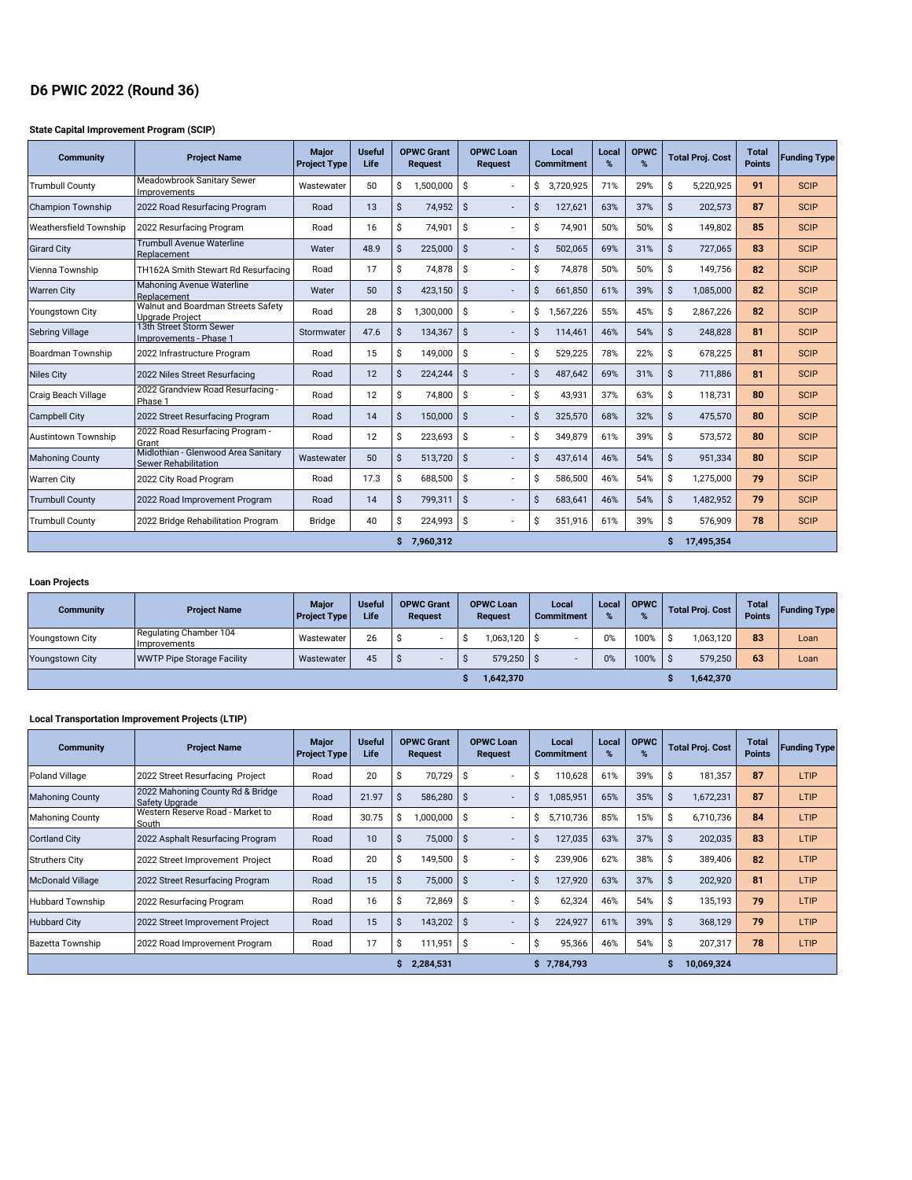# D6 PWIC 2022 (Round 36)

### State Capital Improvement Program (SCIP)

| Community | Project Name | Major Project Type | Useful Life | OPWC Grant Request | OPWC Loan Request | Local Commitment | Local % | OPWC % | Total Proj. Cost | Total Points | Funding Type |
|---|---|---|---|---|---|---|---|---|---|---|---|
| Trumbull County | Meadowbrook Sanitary Sewer Improvements | Wastewater | 50 | $ 1,500,000 | $ - | $ 3,720,925 | 71% | 29% | $ 5,220,925 | 91 | SCIP |
| Champion Township | 2022 Road Resurfacing Program | Road | 13 | $ 74,952 | $ - | $ 127,621 | 63% | 37% | $ 202,573 | 87 | SCIP |
| Weathersfield Township | 2022 Resurfacing Program | Road | 16 | $ 74,901 | $ - | $ 74,901 | 50% | 50% | $ 149,802 | 85 | SCIP |
| Girard City | Trumbull Avenue Waterline Replacement | Water | 48.9 | $ 225,000 | $ - | $ 502,065 | 69% | 31% | $ 727,065 | 83 | SCIP |
| Vienna Township | TH162A Smith Stewart Rd Resurfacing | Road | 17 | $ 74,878 | $ - | $ 74,878 | 50% | 50% | $ 149,756 | 82 | SCIP |
| Warren City | Mahoning Avenue Waterline Replacement | Water | 50 | $ 423,150 | $ - | $ 661,850 | 61% | 39% | $ 1,085,000 | 82 | SCIP |
| Youngstown City | Walnut and Boardman Streets Safety Upgrade Project | Road | 28 | $ 1,300,000 | $ - | $ 1,567,226 | 55% | 45% | $ 2,867,226 | 82 | SCIP |
| Sebring Village | 13th Street Storm Sewer Improvements - Phase 1 | Stormwater | 47.6 | $ 134,367 | $ - | $ 114,461 | 46% | 54% | $ 248,828 | 81 | SCIP |
| Boardman Township | 2022 Infrastructure Program | Road | 15 | $ 149,000 | $ - | $ 529,225 | 78% | 22% | $ 678,225 | 81 | SCIP |
| Niles City | 2022 Niles Street Resurfacing | Road | 12 | $ 224,244 | $ - | $ 487,642 | 69% | 31% | $ 711,886 | 81 | SCIP |
| Craig Beach Village | 2022 Grandview Road Resurfacing - Phase 1 | Road | 12 | $ 74,800 | $ - | $ 43,931 | 37% | 63% | $ 118,731 | 80 | SCIP |
| Campbell City | 2022 Street Resurfacing Program | Road | 14 | $ 150,000 | $ - | $ 325,570 | 68% | 32% | $ 475,570 | 80 | SCIP |
| Austintown Township | 2022 Road Resurfacing Program - Grant | Road | 12 | $ 223,693 | $ - | $ 349,879 | 61% | 39% | $ 573,572 | 80 | SCIP |
| Mahoning County | Midlothian - Glenwood Area Sanitary Sewer Rehabilitation | Wastewater | 50 | $ 513,720 | $ - | $ 437,614 | 46% | 54% | $ 951,334 | 80 | SCIP |
| Warren City | 2022 City Road Program | Road | 17.3 | $ 688,500 | $ - | $ 586,500 | 46% | 54% | $ 1,275,000 | 79 | SCIP |
| Trumbull County | 2022 Road Improvement Program | Road | 14 | $ 799,311 | $ - | $ 683,641 | 46% | 54% | $ 1,482,952 | 79 | SCIP |
| Trumbull County | 2022 Bridge Rehabilitation Program | Bridge | 40 | $ 224,993 | $ - | $ 351,916 | 61% | 39% | $ 576,909 | 78 | SCIP |
| | | | | $ 7,960,312 | | | | | $ 17,495,354 | | |

### Loan Projects

| Community | Project Name | Major Project Type | Useful Life | OPWC Grant Request | OPWC Loan Request | Local Commitment | Local % | OPWC % | Total Proj. Cost | Total Points | Funding Type |
|---|---|---|---|---|---|---|---|---|---|---|---|
| Youngstown City | Regulating Chamber 104 Improvements | Wastewater | 26 | $ - | $ 1,063,120 | $ - | 0% | 100% | $ 1,063,120 | 83 | Loan |
| Youngstown City | WWTP Pipe Storage Facility | Wastewater | 45 | $ - | $ 579,250 | $ - | 0% | 100% | $ 579,250 | 63 | Loan |
| | | | | | $ 1,642,370 | | | | $ 1,642,370 | | |

### Local Transportation Improvement Projects (LTIP)

| Community | Project Name | Major Project Type | Useful Life | OPWC Grant Request | OPWC Loan Request | Local Commitment | Local % | OPWC % | Total Proj. Cost | Total Points | Funding Type |
|---|---|---|---|---|---|---|---|---|---|---|---|
| Poland Village | 2022 Street Resurfacing Project | Road | 20 | $ 70,729 | $ - | $ 110,628 | 61% | 39% | $ 181,357 | 87 | LTIP |
| Mahoning County | 2022 Mahoning County Rd & Bridge Safety Upgrade | Road | 21.97 | $ 586,280 | $ - | $ 1,085,951 | 65% | 35% | $ 1,672,231 | 87 | LTIP |
| Mahoning County | Western Reserve Road - Market to South | Road | 30.75 | $ 1,000,000 | $ - | $ 5,710,736 | 85% | 15% | $ 6,710,736 | 84 | LTIP |
| Cortland City | 2022 Asphalt Resurfacing Program | Road | 10 | $ 75,000 | $ - | $ 127,035 | 63% | 37% | $ 202,035 | 83 | LTIP |
| Struthers City | 2022 Street Improvement Project | Road | 20 | $ 149,500 | $ - | $ 239,906 | 62% | 38% | $ 389,406 | 82 | LTIP |
| McDonald Village | 2022 Street Resurfacing Program | Road | 15 | $ 75,000 | $ - | $ 127,920 | 63% | 37% | $ 202,920 | 81 | LTIP |
| Hubbard Township | 2022 Resurfacing Program | Road | 16 | $ 72,869 | $ - | $ 62,324 | 46% | 54% | $ 135,193 | 79 | LTIP |
| Hubbard City | 2022 Street Improvement Project | Road | 15 | $ 143,202 | $ - | $ 224,927 | 61% | 39% | $ 368,129 | 79 | LTIP |
| Bazetta Township | 2022 Road Improvement Program | Road | 17 | $ 111,951 | $ - | $ 95,366 | 46% | 54% | $ 207,317 | 78 | LTIP |
| | | | | $ 2,284,531 | | $ 7,784,793 | | | $ 10,069,324 | | |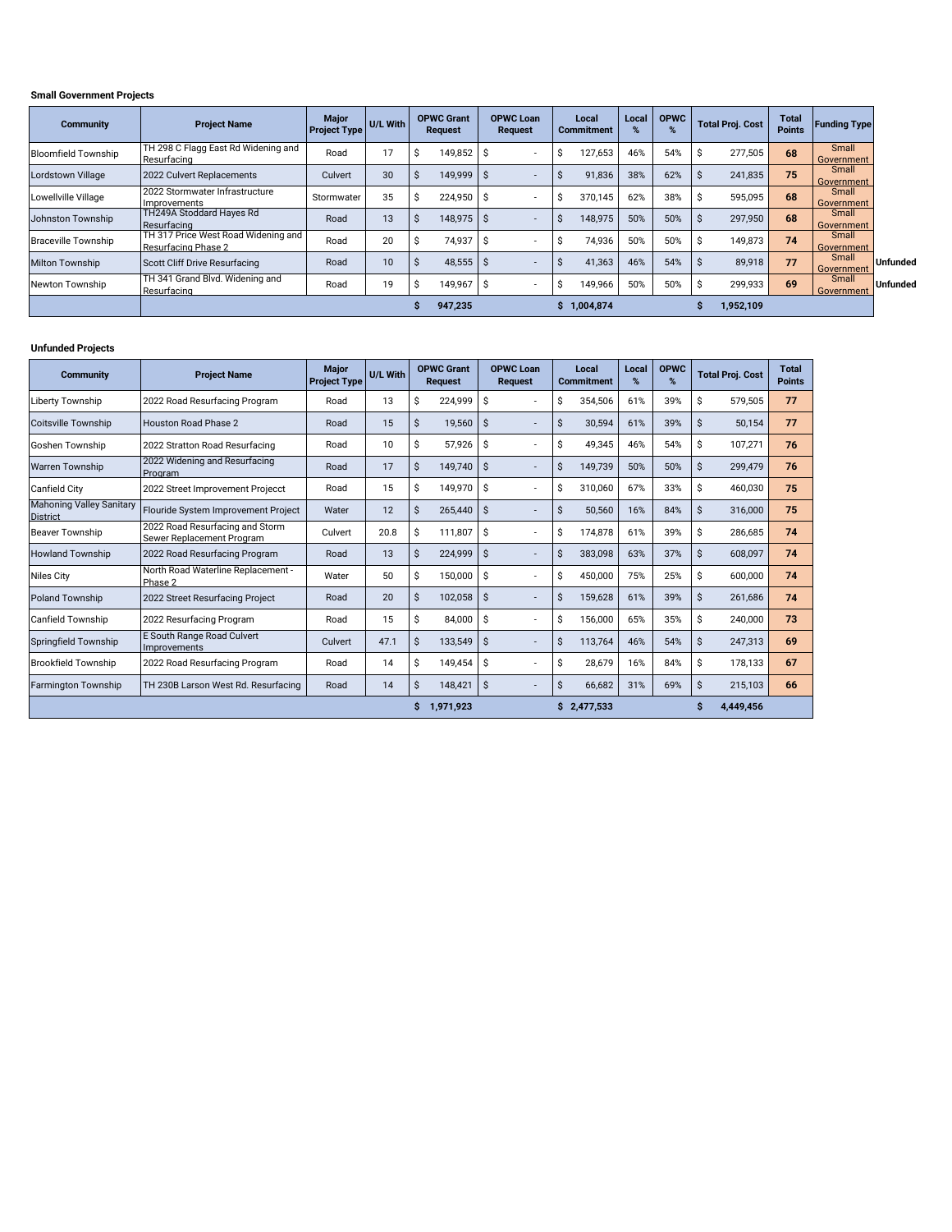**Small Government Projects**

| Community | Project Name | Major Project Type | U/L With | OPWC Grant Request | OPWC Loan Request | Local Commitment | Local % | OPWC % | Total Proj. Cost | Total Points | Funding Type | |
|---|---|---|---|---|---|---|---|---|---|---|---|---|
| Bloomfield Township | TH 298 C Flagg East Rd Widening and Resurfacing | Road | 17 | $ 149,852 | $ - | $ 127,653 | 46% | 54% | $ 277,505 | 68 | Small Government | |
| Lordstown Village | 2022 Culvert Replacements | Culvert | 30 | $ 149,999 | $ - | $ 91,836 | 38% | 62% | $ 241,835 | 75 | Small Government | |
| Lowellville Village | 2022 Stormwater Infrastructure Improvements | Stormwater | 35 | $ 224,950 | $ - | $ 370,145 | 62% | 38% | $ 595,095 | 68 | Small Government | |
| Johnston Township | TH249A Stoddard Hayes Rd Resurfacing | Road | 13 | $ 148,975 | $ - | $ 148,975 | 50% | 50% | $ 297,950 | 68 | Small Government | |
| Braceville Township | TH 317 Price West Road Widening and Resurfacing Phase 2 | Road | 20 | $ 74,937 | $ - | $ 74,936 | 50% | 50% | $ 149,873 | 74 | Small Government | |
| Milton Township | Scott Cliff Drive Resurfacing | Road | 10 | $ 48,555 | $ - | $ 41,363 | 46% | 54% | $ 89,918 | 77 | Small Government | Unfunded |
| Newton Township | TH 341 Grand Blvd. Widening and Resurfacing | Road | 19 | $ 149,967 | $ - | $ 149,966 | 50% | 50% | $ 299,933 | 69 | Small Government | Unfunded |
| | | | | $ 947,235 | | $ 1,004,874 | | | $ 1,952,109 | | | |

**Unfunded Projects**

| Community | Project Name | Major Project Type | U/L With | OPWC Grant Request | OPWC Loan Request | Local Commitment | Local % | OPWC % | Total Proj. Cost | Total Points |
|---|---|---|---|---|---|---|---|---|---|---|
| Liberty Township | 2022 Road Resurfacing Program | Road | 13 | $ 224,999 | $ - | $ 354,506 | 61% | 39% | $ 579,505 | 77 |
| Coitsville Township | Houston Road Phase 2 | Road | 15 | $ 19,560 | $ - | $ 30,594 | 61% | 39% | $ 50,154 | 77 |
| Goshen Township | 2022 Stratton Road Resurfacing | Road | 10 | $ 57,926 | $ - | $ 49,345 | 46% | 54% | $ 107,271 | 76 |
| Warren Township | 2022 Widening and Resurfacing Program | Road | 17 | $ 149,740 | $ - | $ 149,739 | 50% | 50% | $ 299,479 | 76 |
| Canfield City | 2022 Street Improvement Projecct | Road | 15 | $ 149,970 | $ - | $ 310,060 | 67% | 33% | $ 460,030 | 75 |
| Mahoning Valley Sanitary District | Flouride System Improvement Project | Water | 12 | $ 265,440 | $ - | $ 50,560 | 16% | 84% | $ 316,000 | 75 |
| Beaver Township | 2022 Road Resurfacing and Storm Sewer Replacement Program | Culvert | 20.8 | $ 111,807 | $ - | $ 174,878 | 61% | 39% | $ 286,685 | 74 |
| Howland Township | 2022 Road Resurfacing Program | Road | 13 | $ 224,999 | $ - | $ 383,098 | 63% | 37% | $ 608,097 | 74 |
| Niles City | North Road Waterline Replacement - Phase 2 | Water | 50 | $ 150,000 | $ - | $ 450,000 | 75% | 25% | $ 600,000 | 74 |
| Poland Township | 2022 Street Resurfacing Project | Road | 20 | $ 102,058 | $ - | $ 159,628 | 61% | 39% | $ 261,686 | 74 |
| Canfield Township | 2022 Resurfacing Program | Road | 15 | $ 84,000 | $ - | $ 156,000 | 65% | 35% | $ 240,000 | 73 |
| Springfield Township | E South Range Road Culvert Improvements | Culvert | 47.1 | $ 133,549 | $ - | $ 113,764 | 46% | 54% | $ 247,313 | 69 |
| Brookfield Township | 2022 Road Resurfacing Program | Road | 14 | $ 149,454 | $ - | $ 28,679 | 16% | 84% | $ 178,133 | 67 |
| Farmington Township | TH 230B Larson West Rd. Resurfacing | Road | 14 | $ 148,421 | $ - | $ 66,682 | 31% | 69% | $ 215,103 | 66 |
| | | | | $ 1,971,923 | | $ 2,477,533 | | | $ 4,449,456 | |